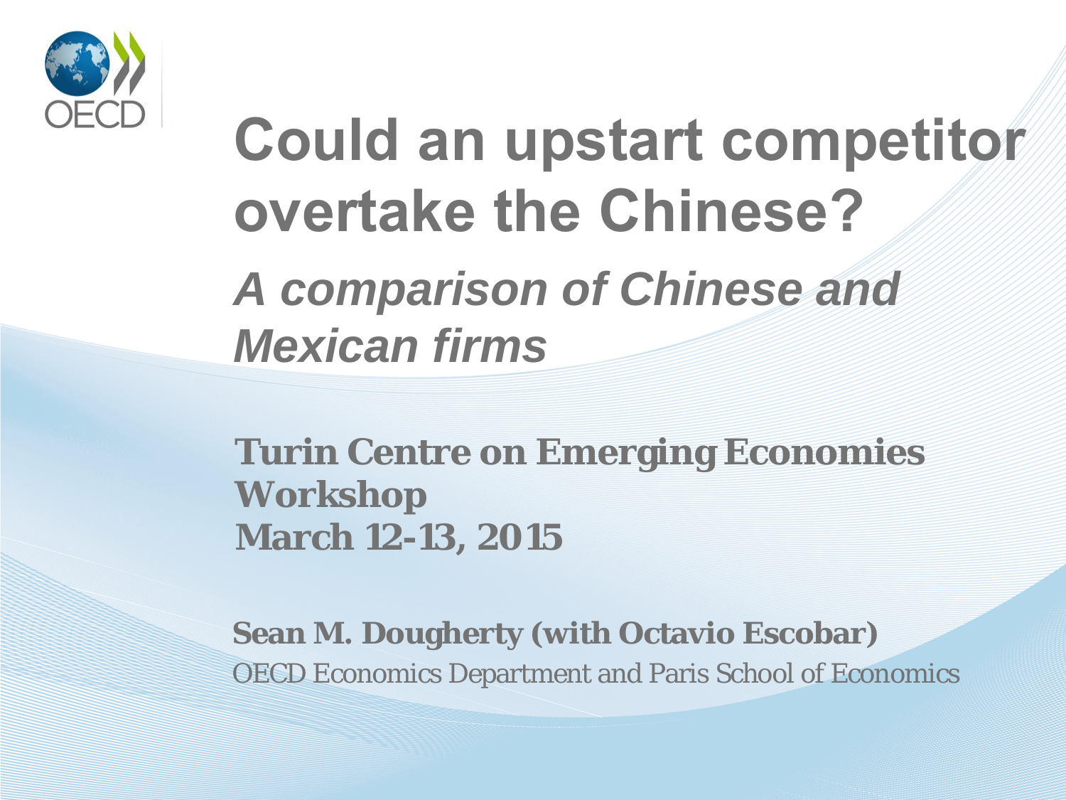# Could an upstart competitor overtake the Chinese?

## *A comparison of Chinese and Mexican firms*

**Turin Centre on Emerging Economies Workshop**
**March 12-13, 2015**

**Sean M. Dougherty (with Octavio Escobar)**
OECD Economics Department and Paris School of Economics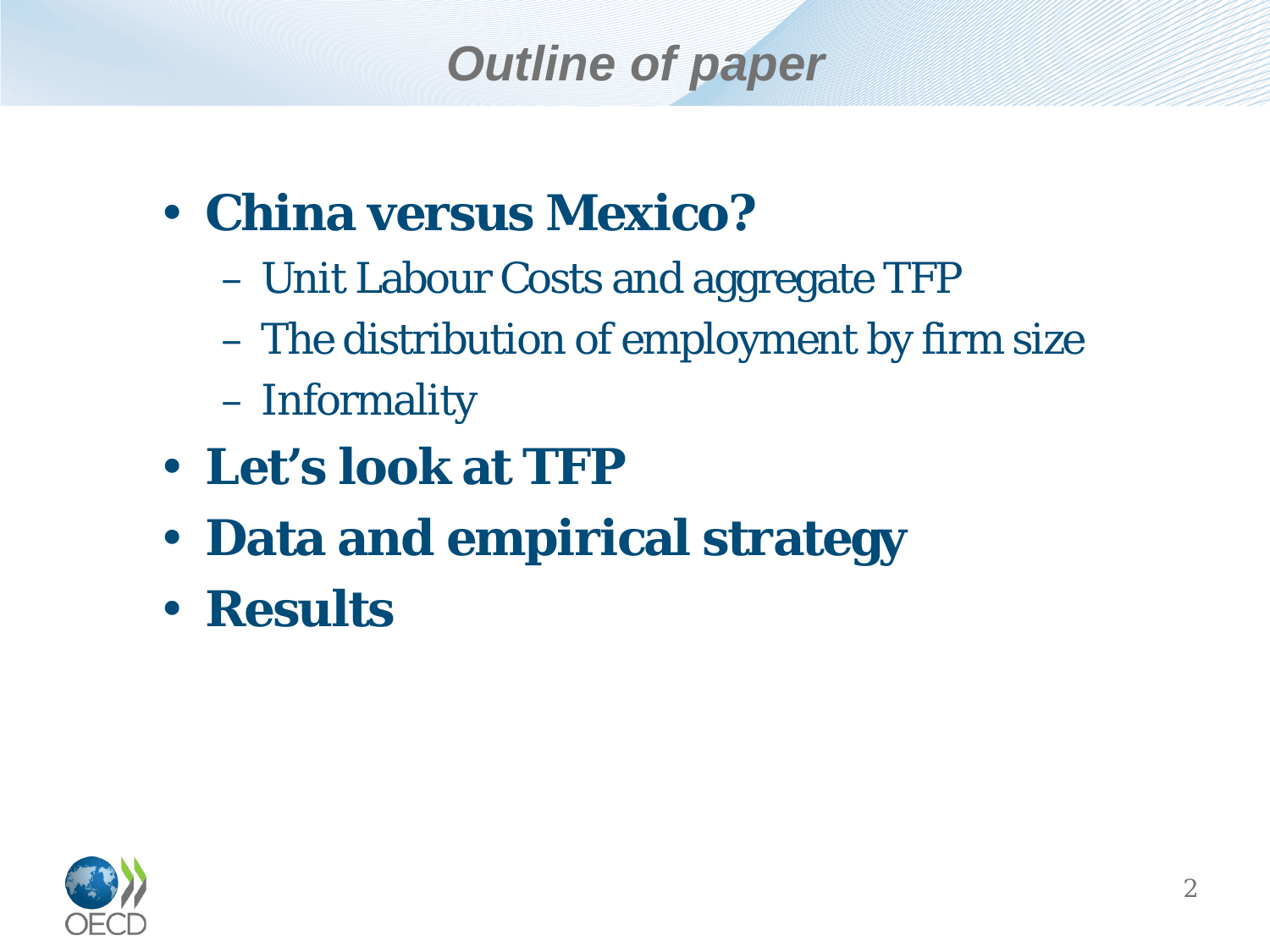# *Outline of paper*

- **China versus Mexico?**
  - Unit Labour Costs and aggregate TFP
  - The distribution of employment by firm size
  - Informality
- **Let's look at TFP**
- **Data and empirical strategy**
- **Results**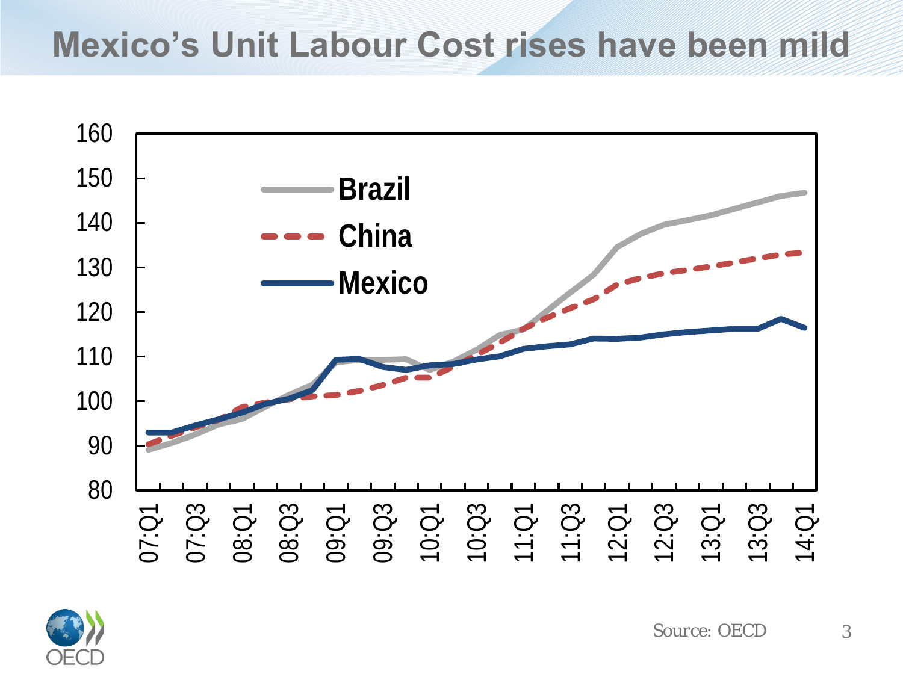# Mexico's Unit Labour Cost rises have been mild

Source: OECD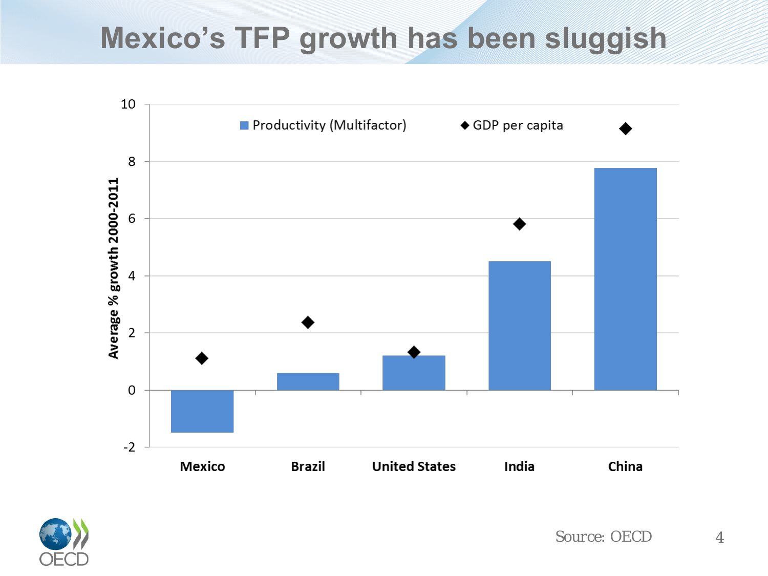# Mexico's TFP growth has been sluggish

Average % growth 2000-2011

■ Productivity (Multifactor) ◆ GDP per capita

Mexico, Brazil, United States, India, China

Source: OECD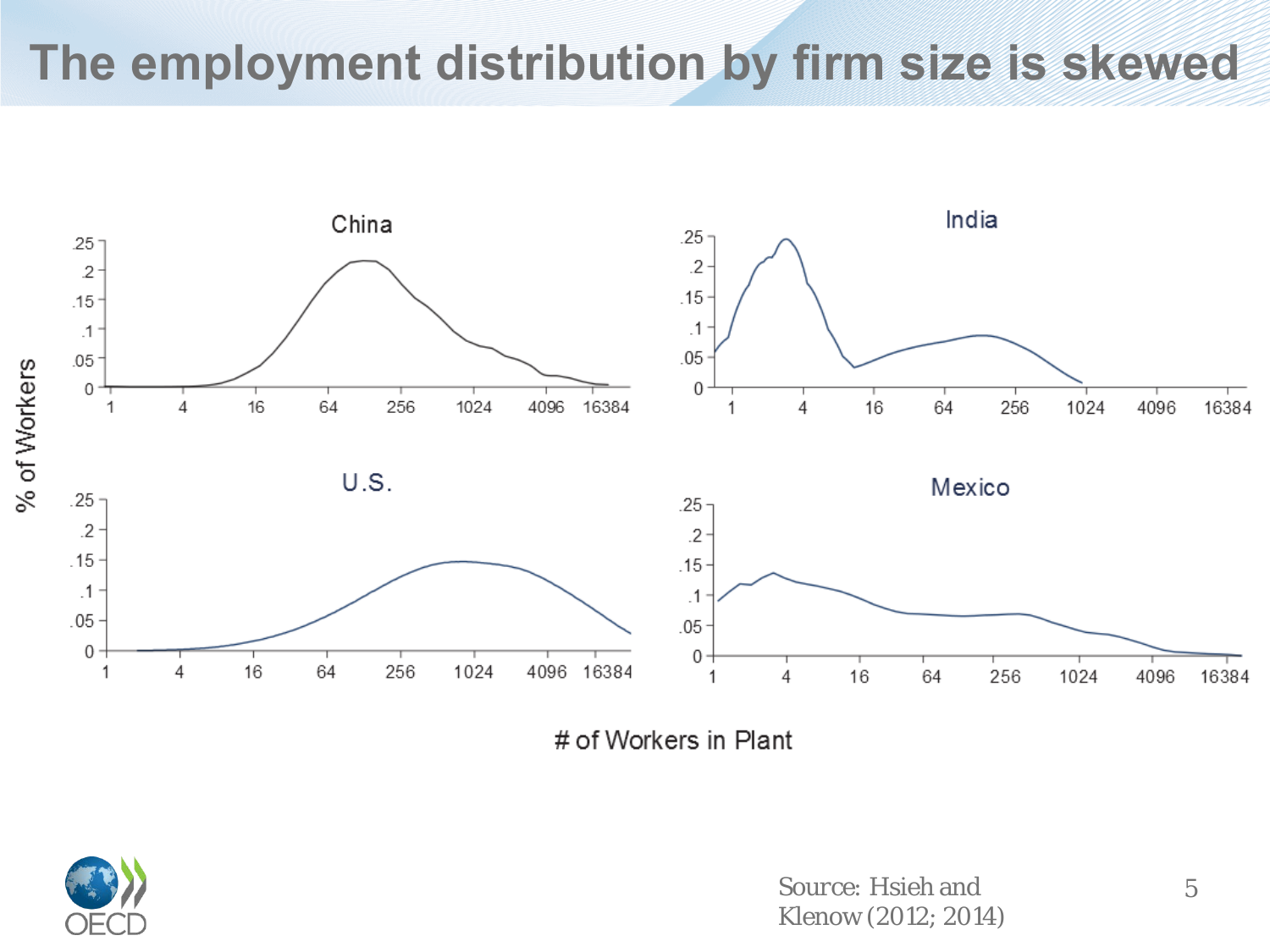# The employment distribution by firm size is skewed

Source: Hsieh and Klenow (2012; 2014)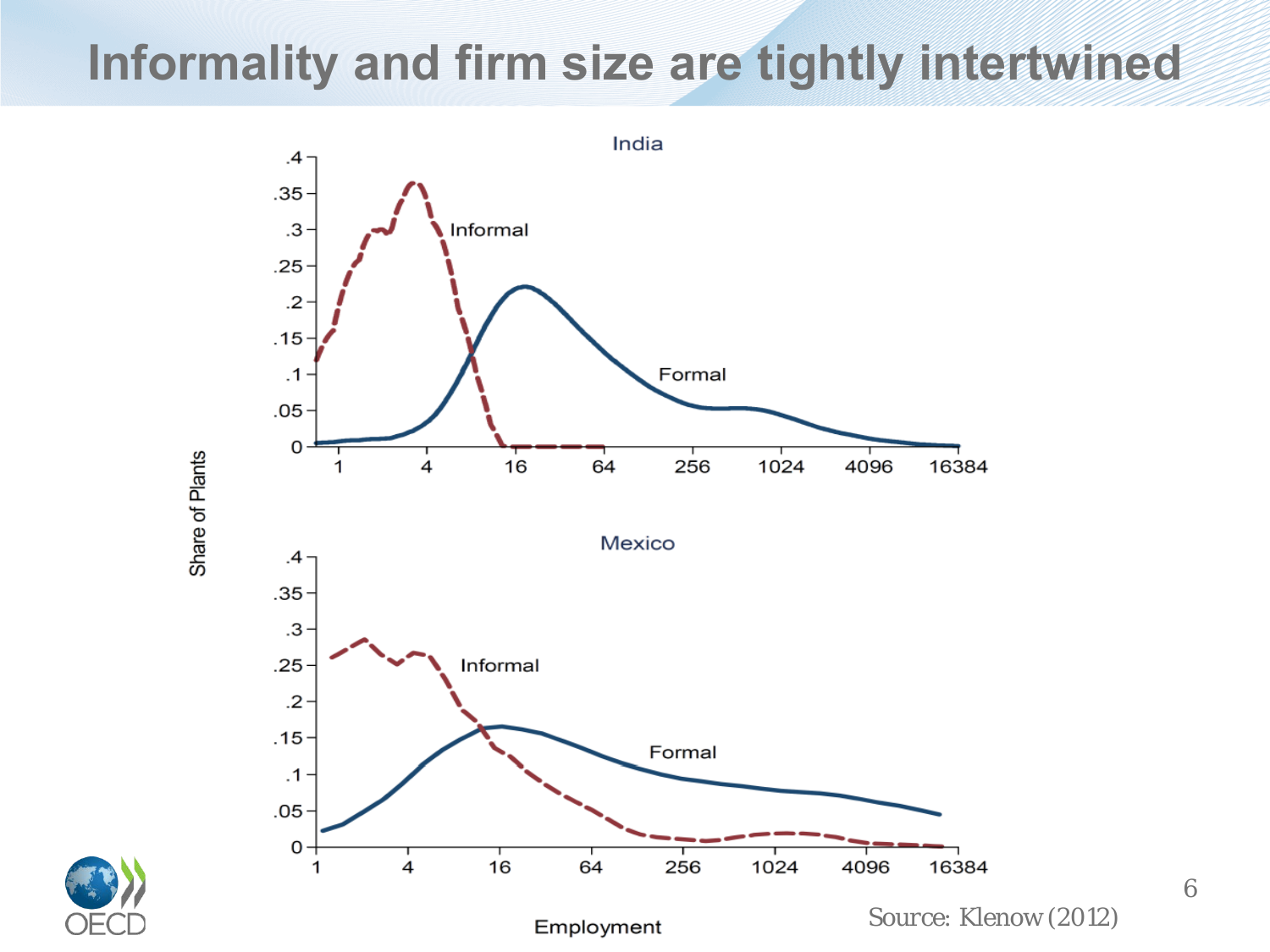# Informality and firm size are tightly intertwined

Source: Klenow (2012)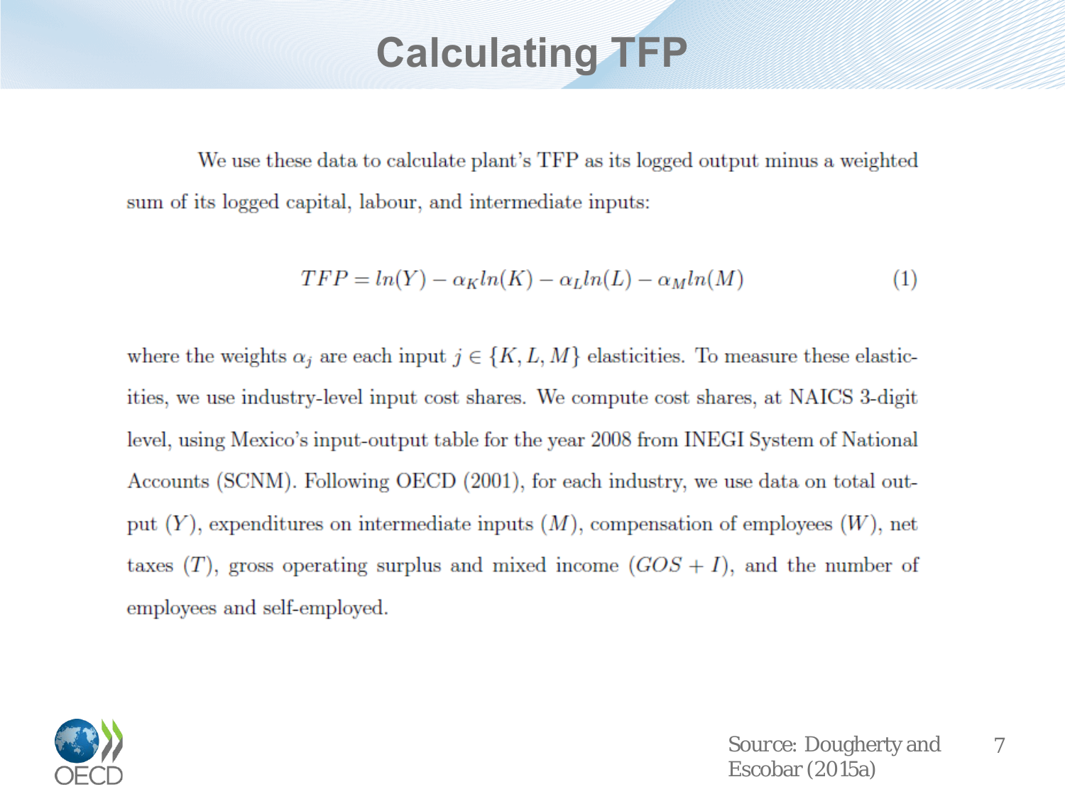# Calculating TFP

We use these data to calculate plant's TFP as its logged output minus a weighted sum of its logged capital, labour, and intermediate inputs:

$$TFP = ln(Y) - \alpha_K ln(K) - \alpha_L ln(L) - \alpha_M ln(M) \tag{1}$$

where the weights $\alpha_j$ are each input $j \in \{K, L, M\}$ elasticities. To measure these elasticities, we use industry-level input cost shares. We compute cost shares, at NAICS 3-digit level, using Mexico's input-output table for the year 2008 from INEGI System of National Accounts (SCNM). Following OECD (2001), for each industry, we use data on total output ($Y$), expenditures on intermediate inputs ($M$), compensation of employees ($W$), net taxes ($T$), gross operating surplus and mixed income ($GOS + I$), and the number of employees and self-employed.

Source: Dougherty and Escobar (2015a)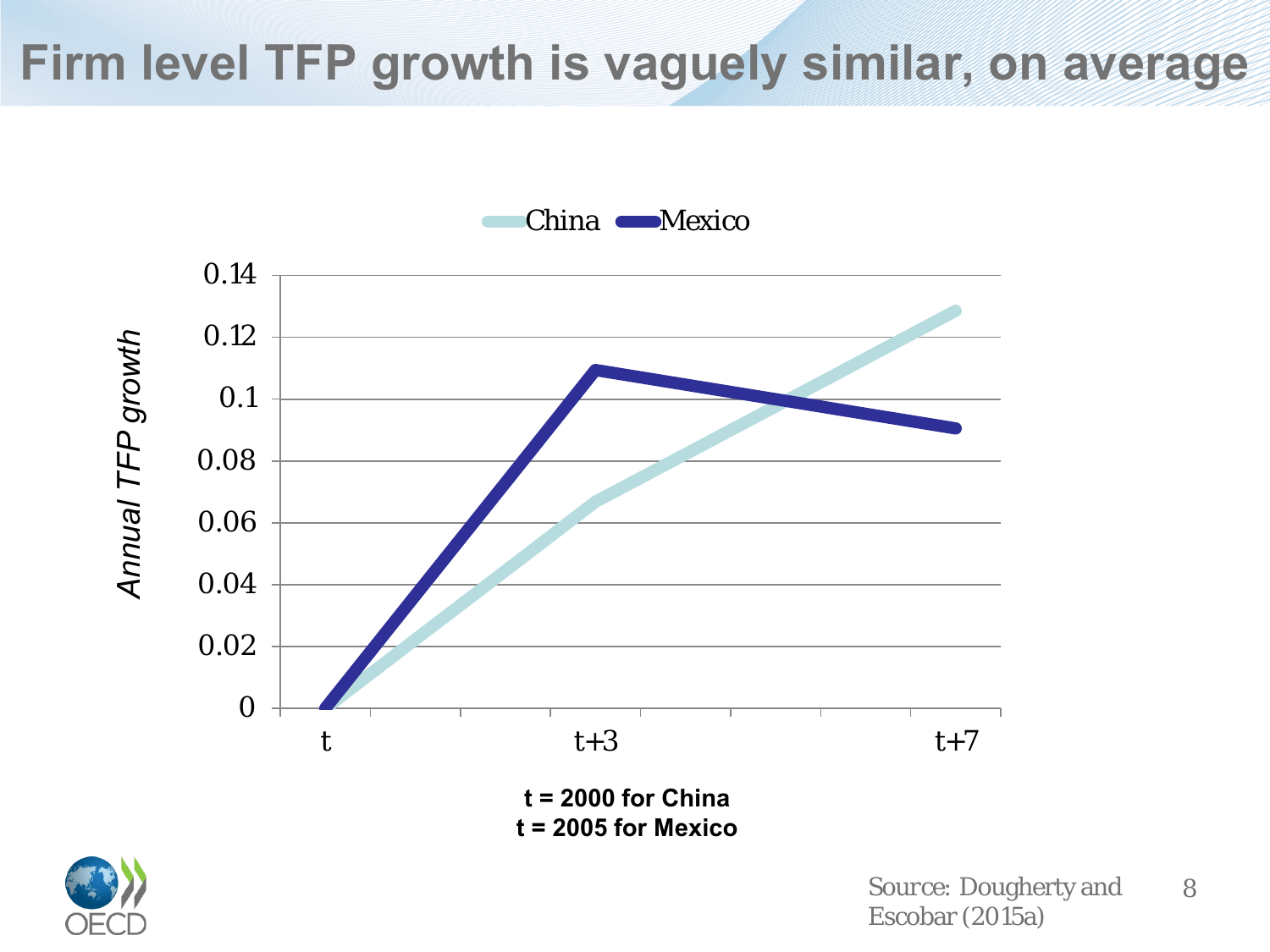# Firm level TFP growth is vaguely similar, on average

China — Mexico

*Annual TFP growth*

0.14
0.12
0.1
0.08
0.06
0.04
0.02
0

t — t+3 — t+7

**t = 2000 for China**
**t = 2005 for Mexico**

Source: Dougherty and Escobar (2015a)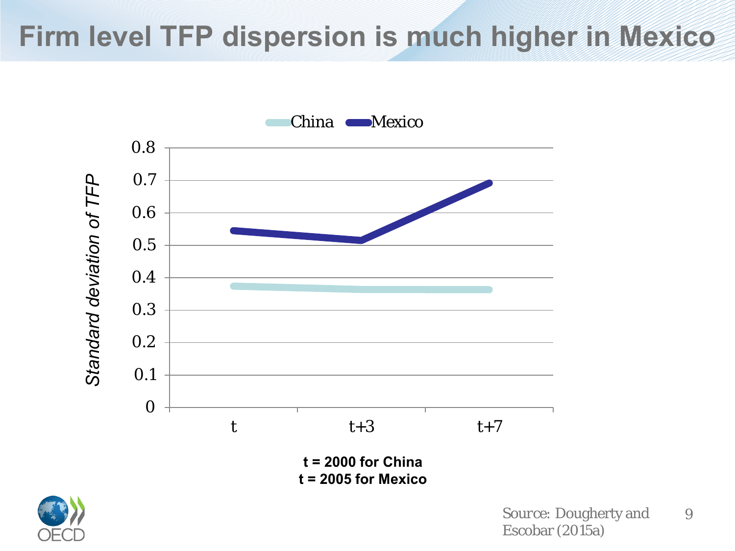# Firm level TFP dispersion is much higher in Mexico

China Mexico

*Standard deviation of TFP*

0.8
0.7
0.6
0.5
0.4
0.3
0.2
0.1
0

t t+3 t+7

**t = 2000 for China**
**t = 2005 for Mexico**

Source: Dougherty and Escobar (2015a)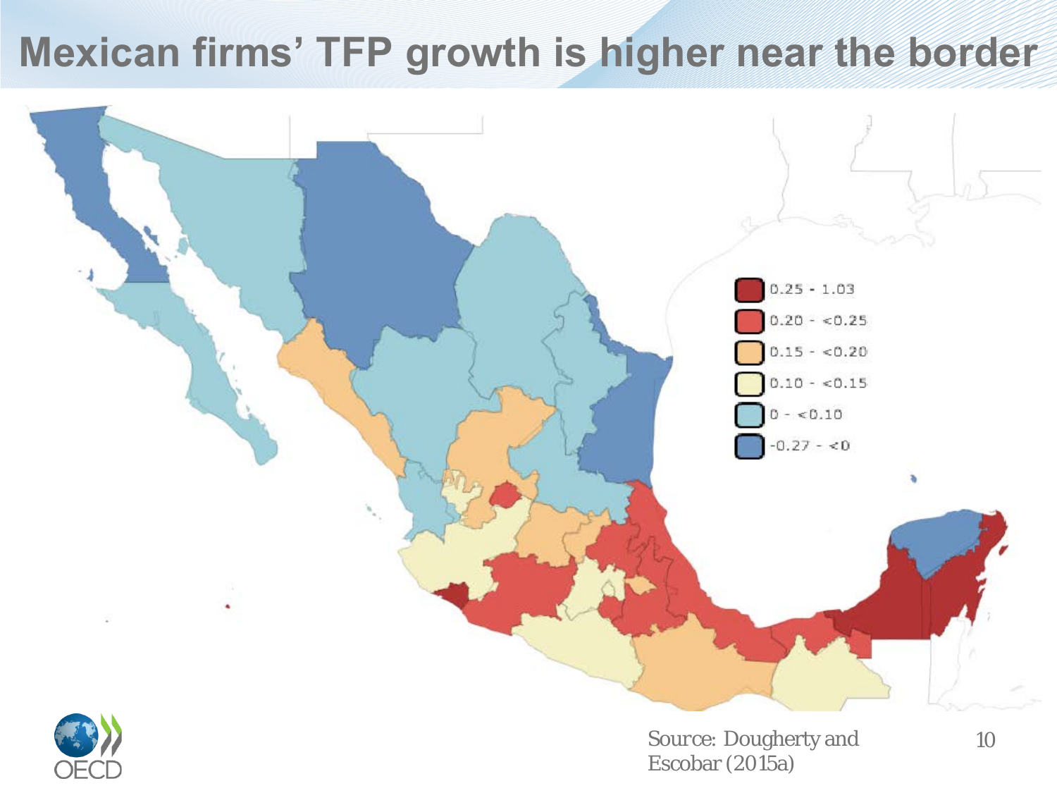# Mexican firms' TFP growth is higher near the border

0.25 - 1.03

0.20 - <0.25

0.15 - <0.20

0.10 - <0.15

0 - <0.10

-0.27 - <0

Source: Dougherty and Escobar (2015a)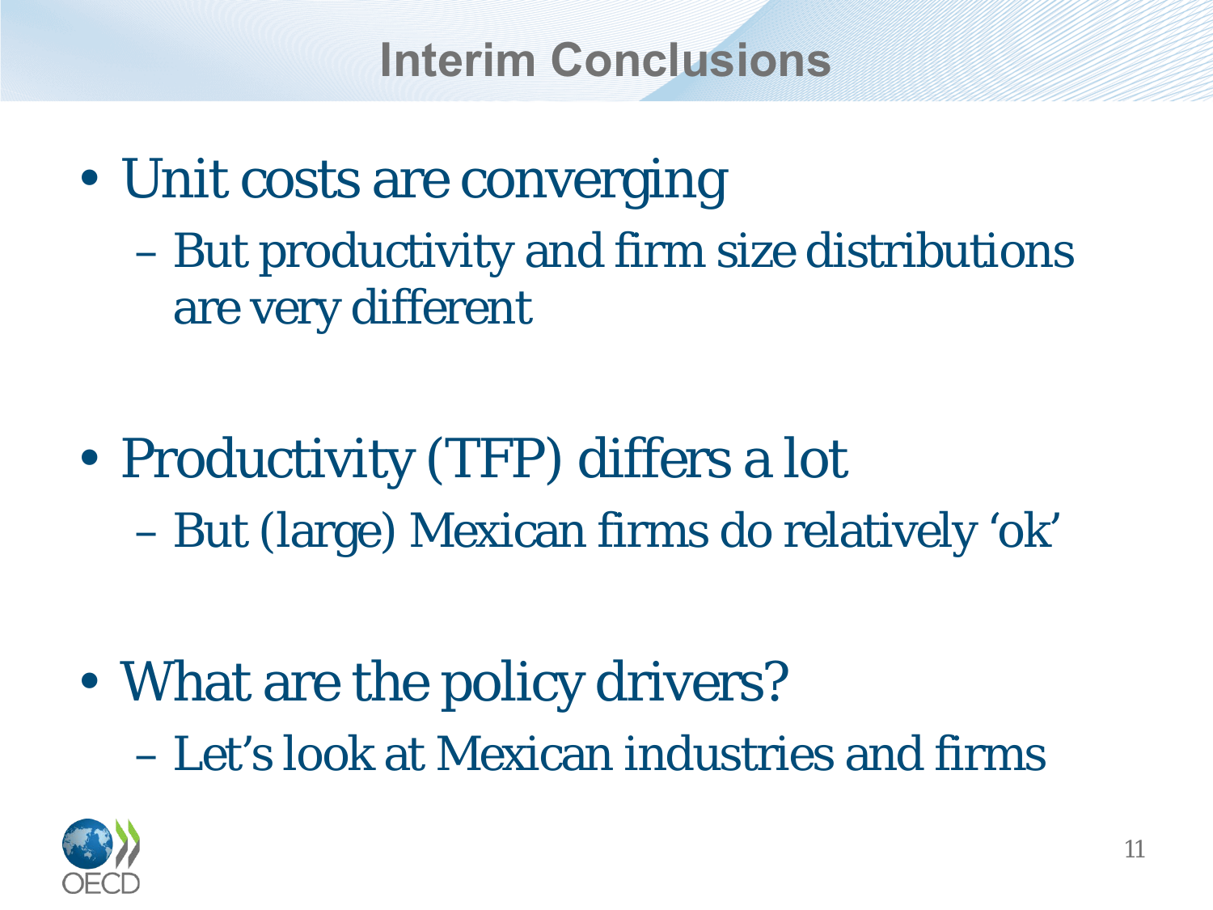# Interim Conclusions

- Unit costs are converging
  - But productivity and firm size distributions are very different
- Productivity (TFP) differs a lot
  - But (large) Mexican firms do relatively 'ok'
- What are the policy drivers?
  - Let's look at Mexican industries and firms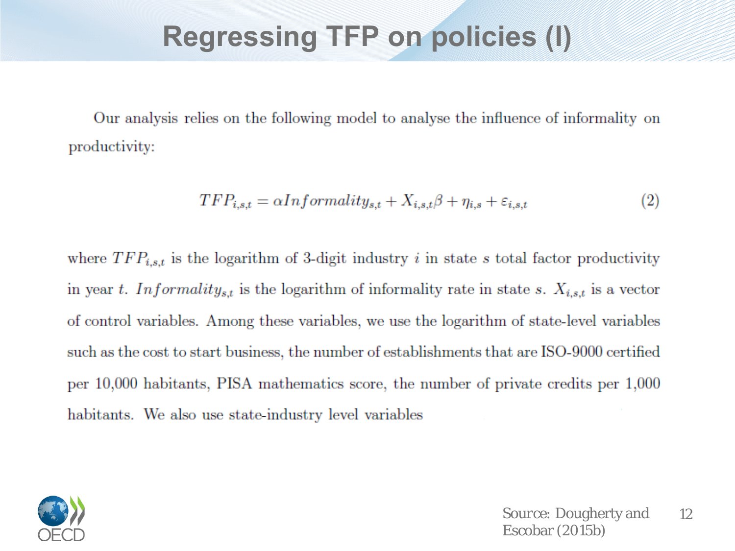# Regressing TFP on policies (I)

Our analysis relies on the following model to analyse the influence of informality on productivity:

$$TFP_{i,s,t} = \alpha Informality_{s,t} + X_{i,s,t}\beta + \eta_{i,s} + \varepsilon_{i,s,t} \quad (2)$$

where $TFP_{i,s,t}$ is the logarithm of 3-digit industry $i$ in state $s$ total factor productivity in year $t$. $Informality_{s,t}$ is the logarithm of informality rate in state $s$. $X_{i,s,t}$ is a vector of control variables. Among these variables, we use the logarithm of state-level variables such as the cost to start business, the number of establishments that are ISO-9000 certified per 10,000 habitants, PISA mathematics score, the number of private credits per 1,000 habitants. We also use state-industry level variables

Source: Dougherty and Escobar (2015b)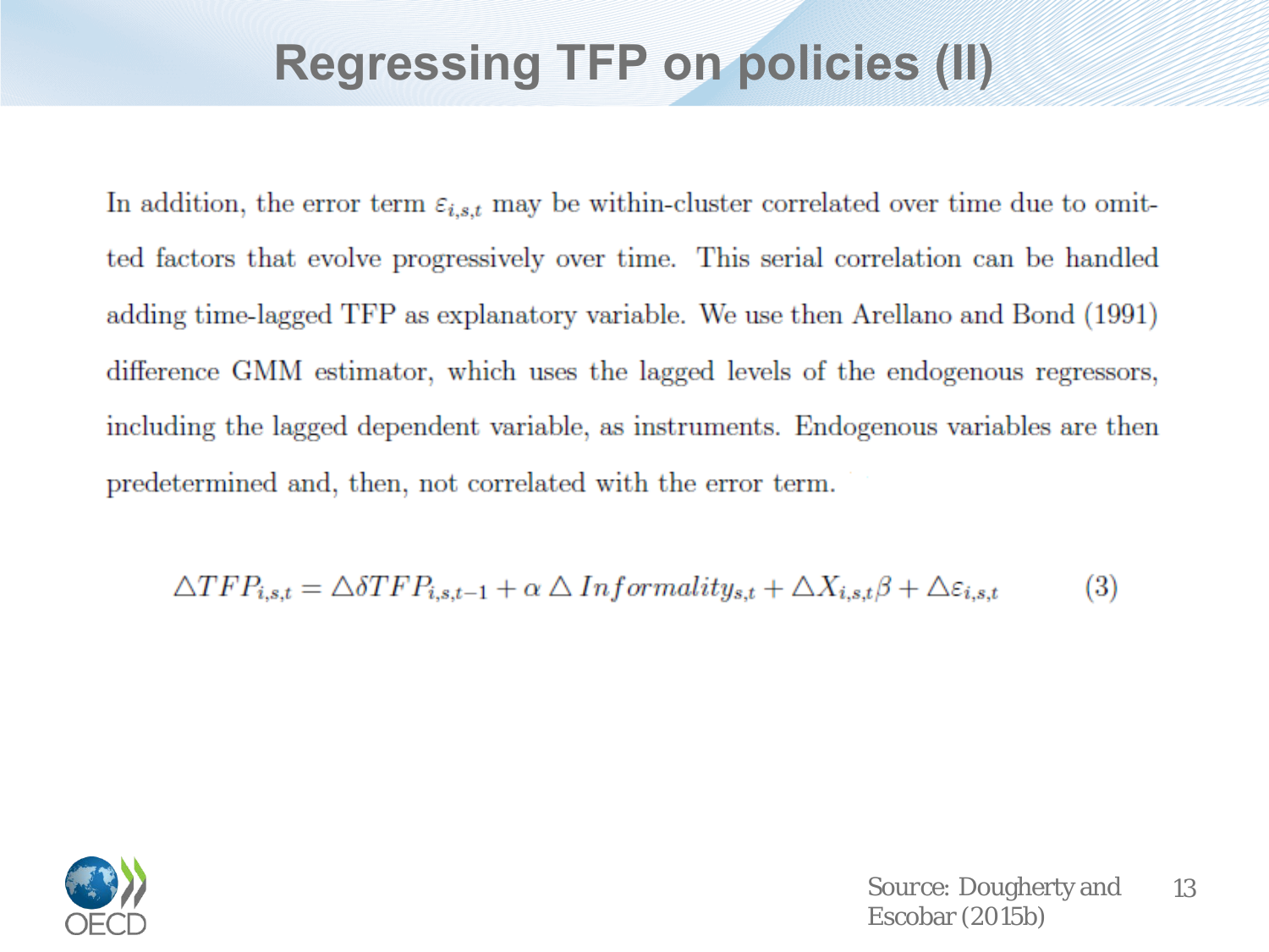# Regressing TFP on policies (II)

In addition, the error term $\varepsilon_{i,s,t}$ may be within-cluster correlated over time due to omitted factors that evolve progressively over time. This serial correlation can be handled adding time-lagged TFP as explanatory variable. We use then Arellano and Bond (1991) difference GMM estimator, which uses the lagged levels of the endogenous regressors, including the lagged dependent variable, as instruments. Endogenous variables are then predetermined and, then, not correlated with the error term.

$$\triangle TFP_{i,s,t} = \triangle \delta TFP_{i,s,t-1} + \alpha \triangle Informality_{s,t} + \triangle X_{i,s,t}\beta + \triangle \varepsilon_{i,s,t} \qquad (3)$$

Source: Dougherty and Escobar (2015b)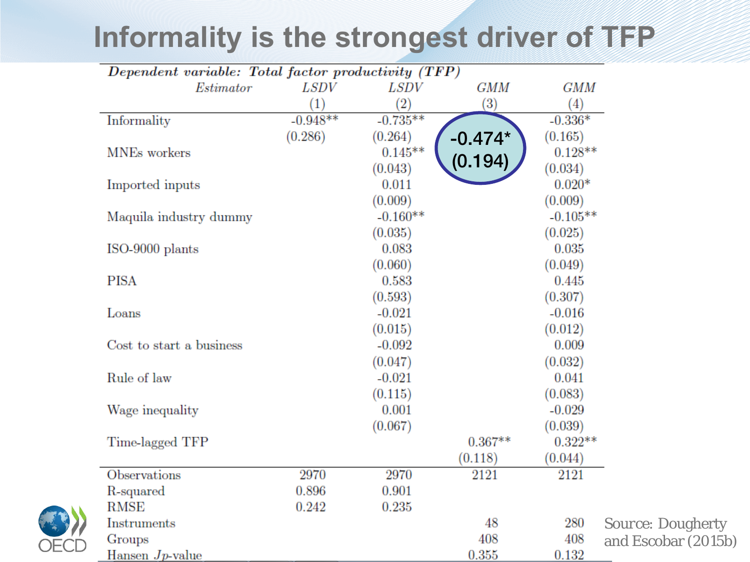# Informality is the strongest driver of TFP

| *Dependent variable: Total factor productivity (TFP)* | | | | |
|---|---|---|---|---|
| *Estimator* | *LSDV* | *LSDV* | *GMM* | *GMM* |
| | (1) | (2) | (3) | (4) |
| Informality | -0.948** | -0.735** | -0.474* | -0.336* |
| | (0.286) | (0.264) | (0.194) | (0.165) |
| MNEs workers | | 0.145** | | 0.128** |
| | | (0.043) | | (0.034) |
| Imported inputs | | 0.011 | | 0.020* |
| | | (0.009) | | (0.009) |
| Maquila industry dummy | | -0.160** | | -0.105** |
| | | (0.035) | | (0.025) |
| ISO-9000 plants | | 0.083 | | 0.035 |
| | | (0.060) | | (0.049) |
| PISA | | 0.583 | | 0.445 |
| | | (0.593) | | (0.307) |
| Loans | | -0.021 | | -0.016 |
| | | (0.015) | | (0.012) |
| Cost to start a business | | -0.092 | | 0.009 |
| | | (0.047) | | (0.032) |
| Rule of law | | -0.021 | | 0.041 |
| | | (0.115) | | (0.083) |
| Wage inequality | | 0.001 | | -0.029 |
| | | (0.067) | | (0.039) |
| Time-lagged TFP | | | 0.367** | 0.322** |
| | | | (0.118) | (0.044) |
| Observations | 2970 | 2970 | 2121 | 2121 |
| R-squared | 0.896 | 0.901 | | |
| RMSE | 0.242 | 0.235 | | |
| Instruments | | | 48 | 280 |
| Groups | | | 408 | 408 |
| Hansen *Jp*-value | | | 0.355 | 0.132 |

Source: Dougherty and Escobar (2015b)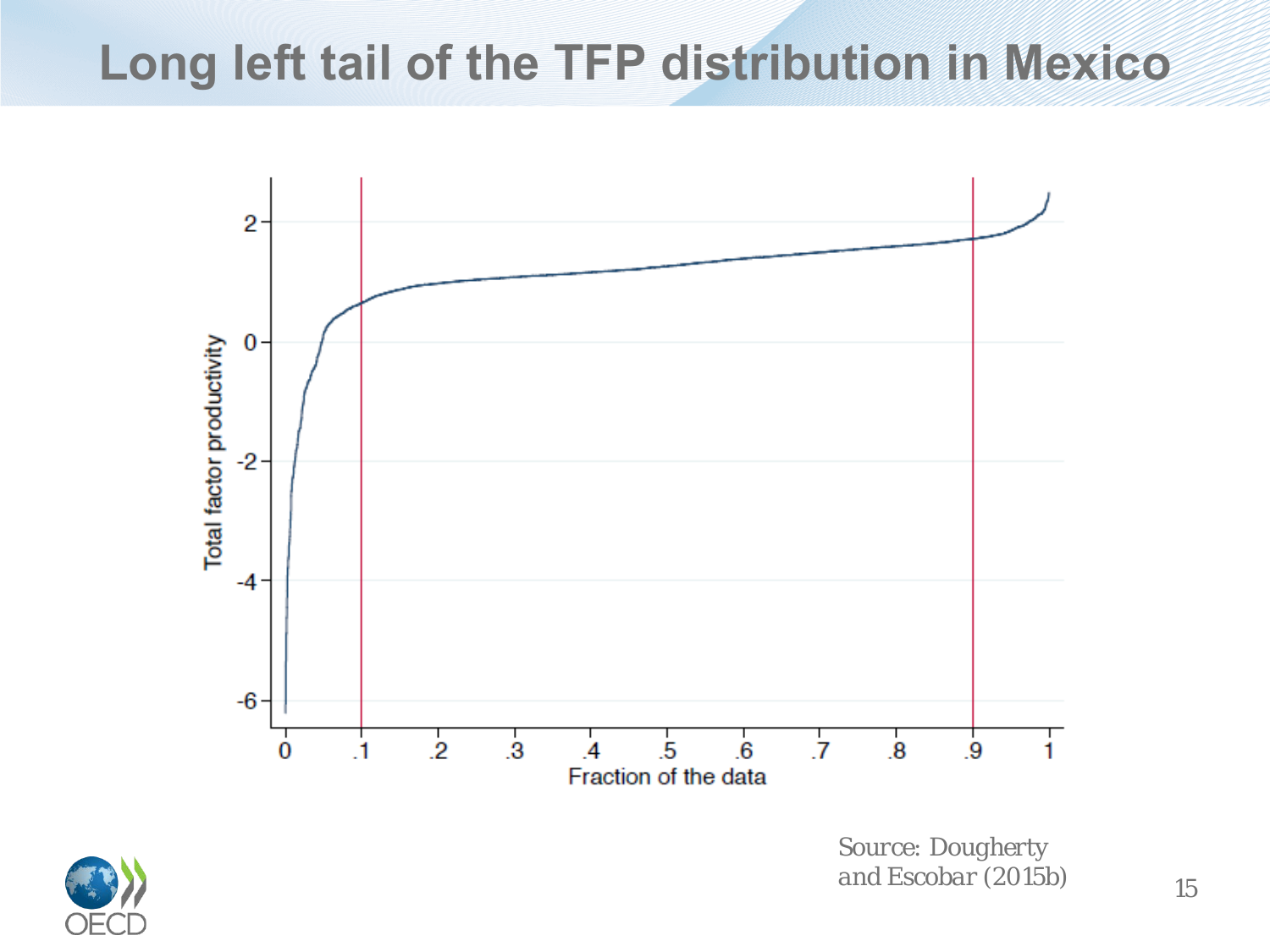# Long left tail of the TFP distribution in Mexico

Total factor productivity

Fraction of the data

*Source: Dougherty and Escobar (2015b)*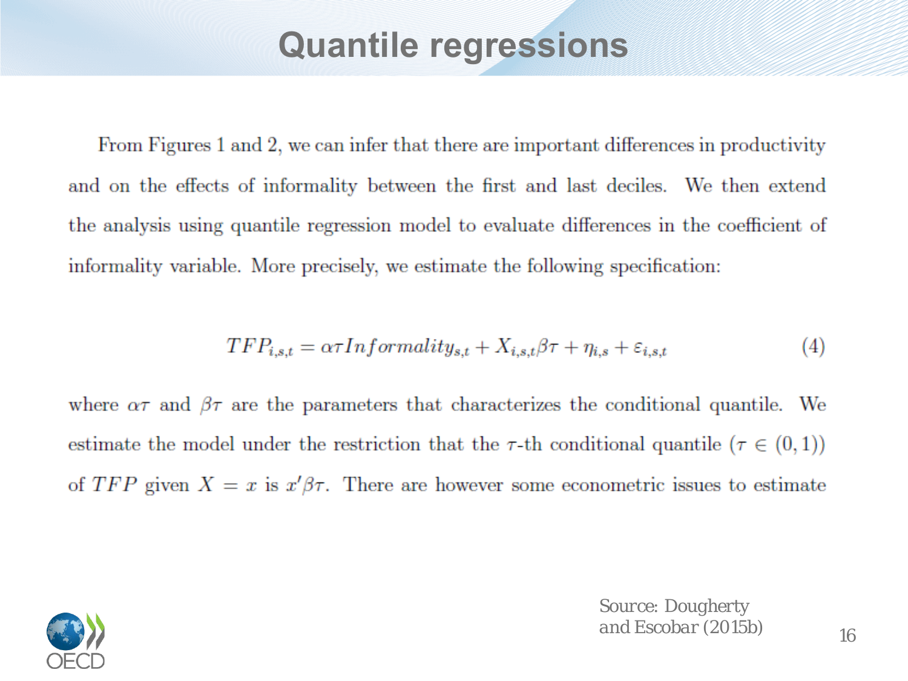# Quantile regressions

From Figures 1 and 2, we can infer that there are important differences in productivity and on the effects of informality between the first and last deciles. We then extend the analysis using quantile regression model to evaluate differences in the coefficient of informality variable. More precisely, we estimate the following specification:

$$TFP_{i,s,t} = \alpha\tau Informality_{s,t} + X_{i,s,t}\beta\tau + \eta_{i,s} + \varepsilon_{i,s,t} \qquad (4)$$

where $\alpha\tau$ and $\beta\tau$ are the parameters that characterizes the conditional quantile. We estimate the model under the restriction that the $\tau$-th conditional quantile ($\tau \in (0, 1)$) of $TFP$ given $X = x$ is $x'\beta\tau$. There are however some econometric issues to estimate

Source: Dougherty and Escobar (2015b)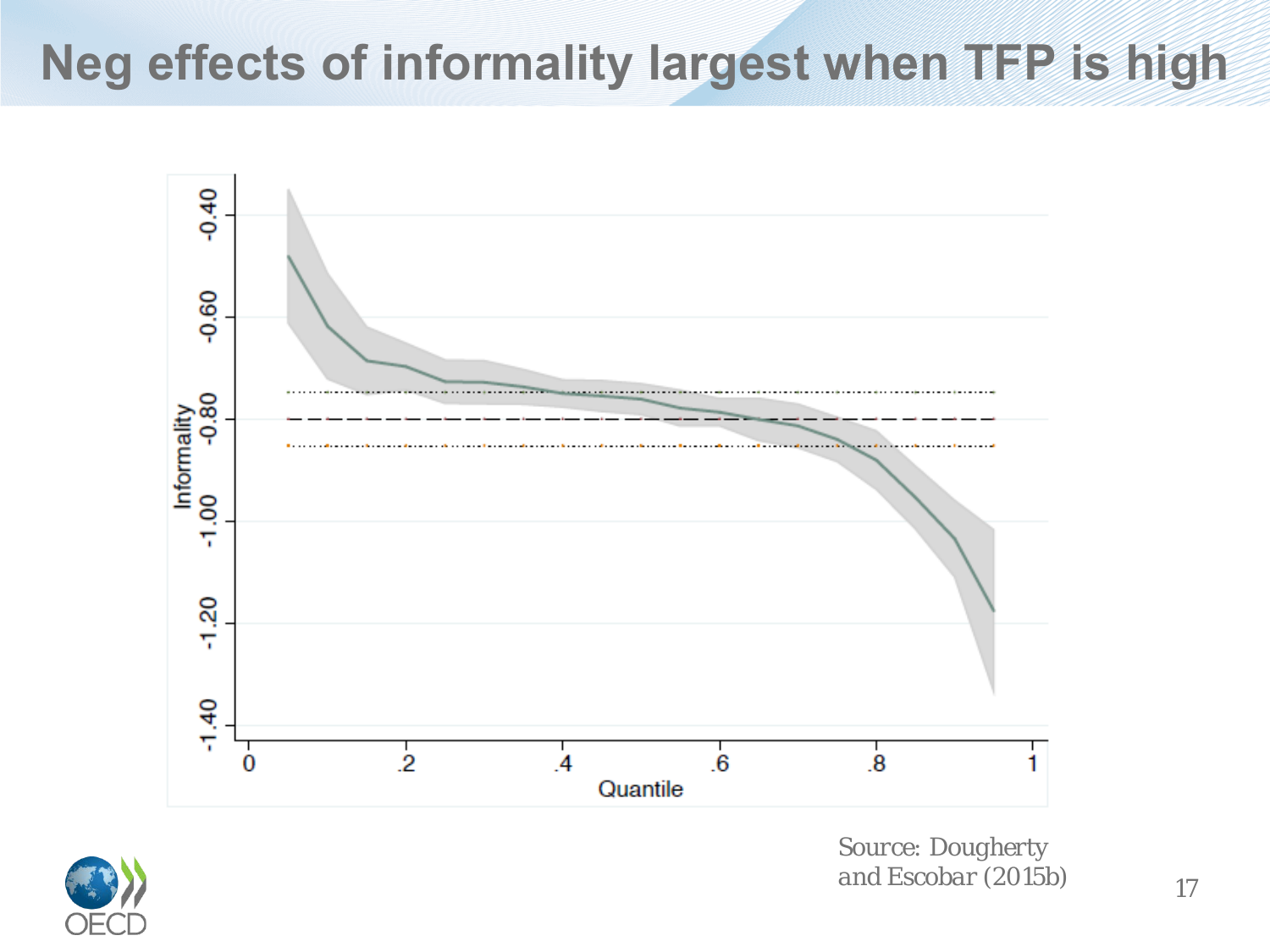# Neg effects of informality largest when TFP is high

Source: Dougherty and Escobar (2015b)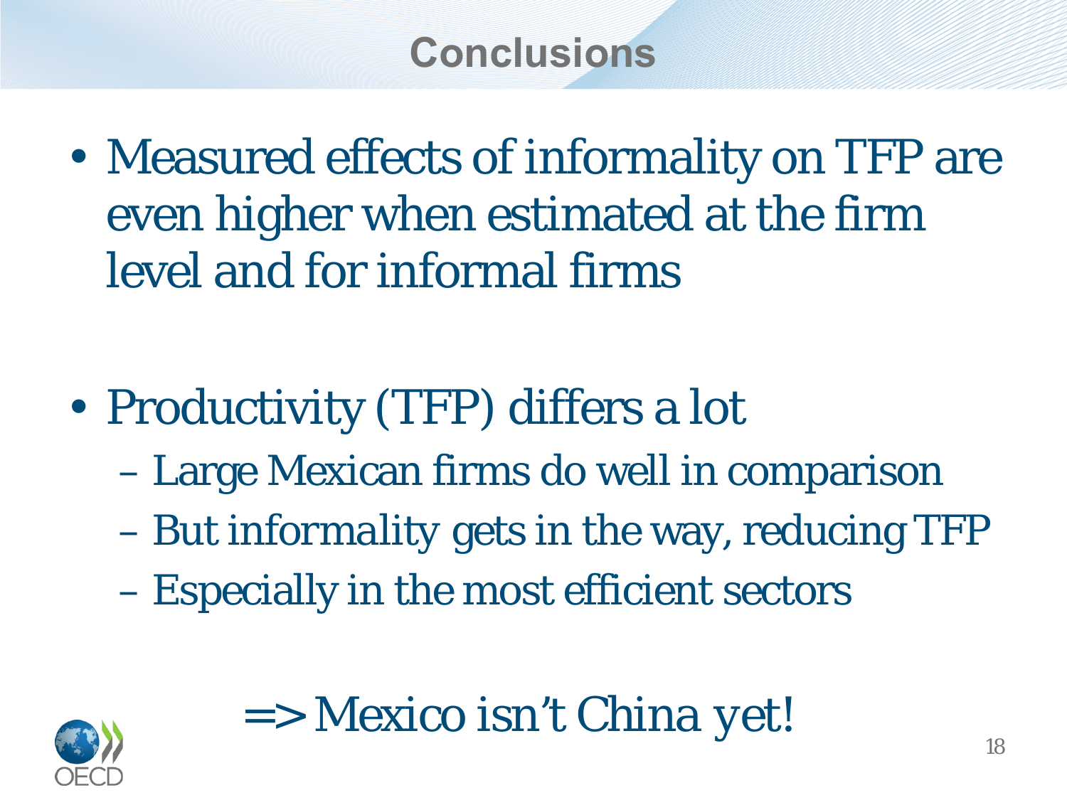# Conclusions

- Measured effects of informality on TFP are even higher when estimated at the firm level and for informal firms

- Productivity (TFP) differs a lot
  - Large Mexican firms do well in comparison
  - But informality gets in the way, reducing TFP
  - Especially in the most efficient sectors

=> Mexico isn't China yet!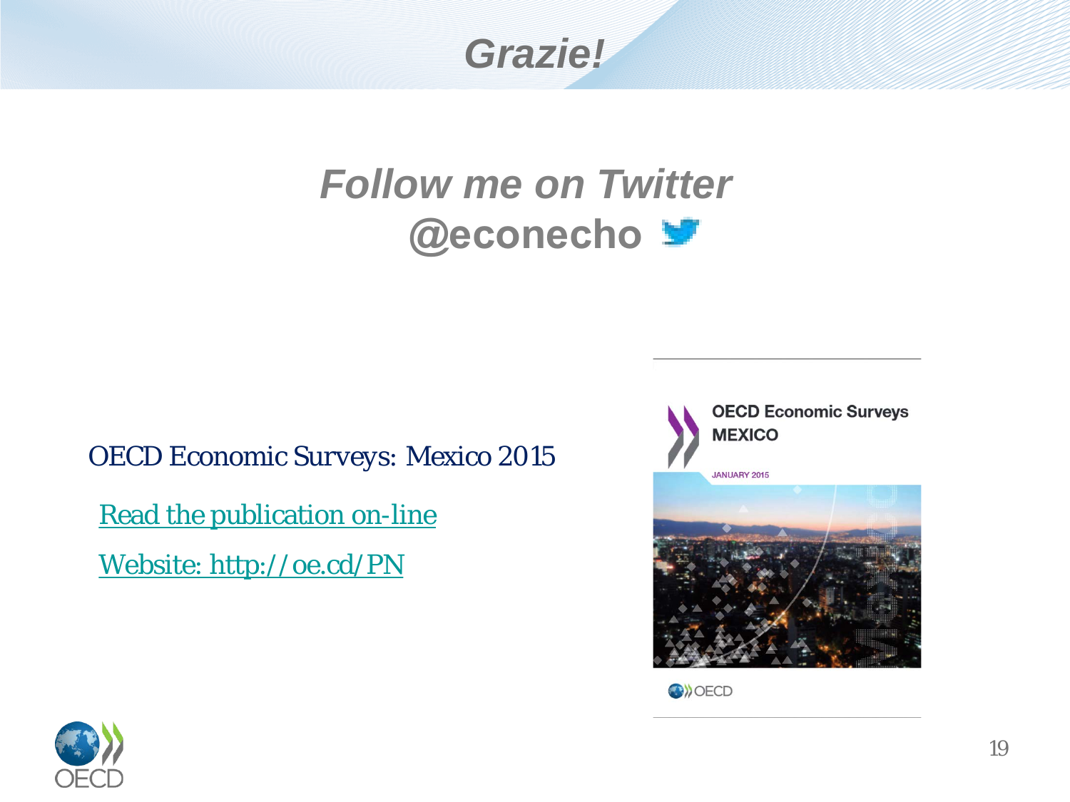# Grazie!

## *Follow me on Twitter @econecho*

OECD Economic Surveys: Mexico 2015

Read the publication on-line

Website: http://oe.cd/PN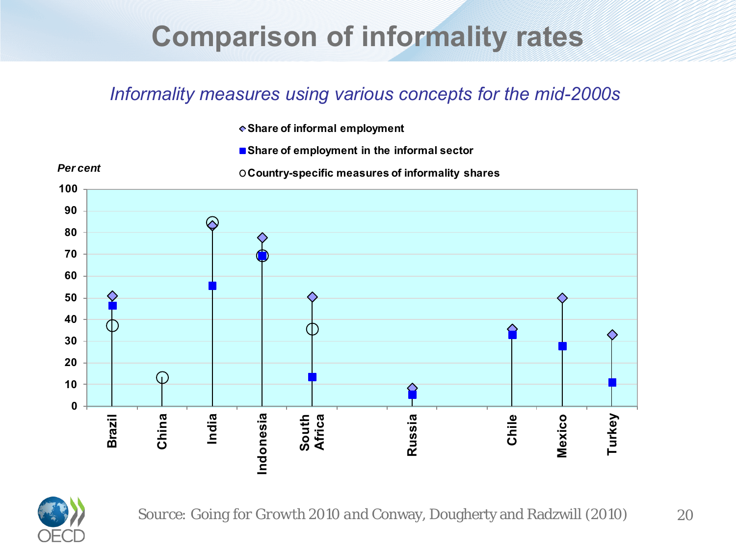# Comparison of informality rates

*Informality measures using various concepts for the mid-2000s*

Share of informal employment
Share of employment in the informal sector
Country-specific measures of informality shares

Per cent

100
90
80
70
60
50
40
30
20
10
0

Brazil
China
India
Indonesia
South Africa
Russia
Chile
Mexico
Turkey

Source: Going for Growth 2010 and Conway, Dougherty and Radzwill (2010)